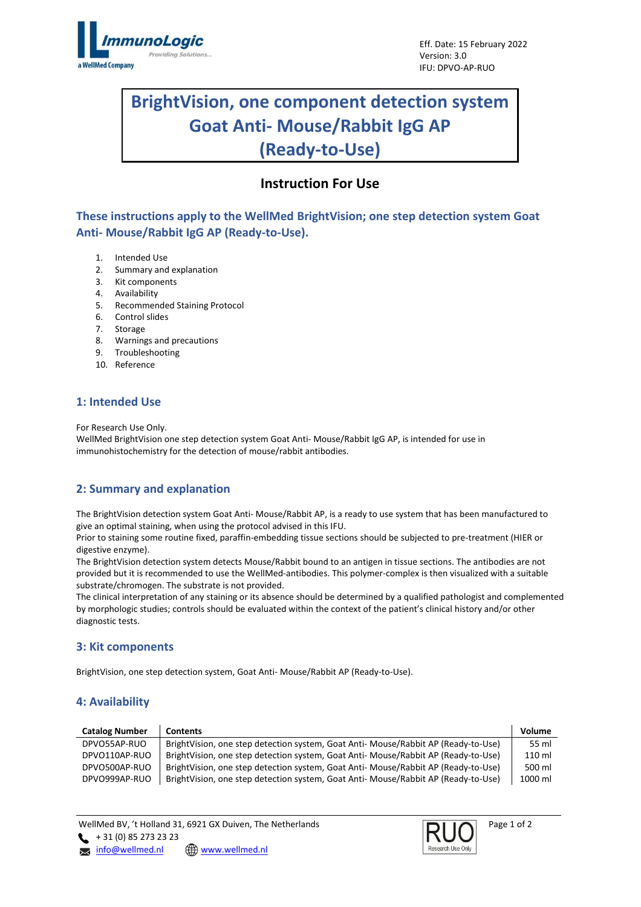Eff. Date: 15 February 2022
Version: 3.0
IFU: DPVO-AP-RUO

# BrightVision, one component detection system Goat Anti- Mouse/Rabbit IgG AP (Ready-to-Use)

## Instruction For Use

### These instructions apply to the WellMed BrightVision; one step detection system Goat Anti- Mouse/Rabbit IgG AP (Ready-to-Use).

1. Intended Use
2. Summary and explanation
3. Kit components
4. Availability
5. Recommended Staining Protocol
6. Control slides
7. Storage
8. Warnings and precautions
9. Troubleshooting
10. Reference

## 1: Intended Use

For Research Use Only.
WellMed BrightVision one step detection system Goat Anti- Mouse/Rabbit IgG AP, is intended for use in immunohistochemistry for the detection of mouse/rabbit antibodies.

## 2: Summary and explanation

The BrightVision detection system Goat Anti- Mouse/Rabbit AP, is a ready to use system that has been manufactured to give an optimal staining, when using the protocol advised in this IFU.
Prior to staining some routine fixed, paraffin-embedding tissue sections should be subjected to pre-treatment (HIER or digestive enzyme).
The BrightVision detection system detects Mouse/Rabbit bound to an antigen in tissue sections. The antibodies are not provided but it is recommended to use the WellMed-antibodies. This polymer-complex is then visualized with a suitable substrate/chromogen. The substrate is not provided.
The clinical interpretation of any staining or its absence should be determined by a qualified pathologist and complemented by morphologic studies; controls should be evaluated within the context of the patient's clinical history and/or other diagnostic tests.

## 3: Kit components

BrightVision, one step detection system, Goat Anti- Mouse/Rabbit AP (Ready-to-Use).

## 4: Availability

| Catalog Number | Contents | Volume |
|---|---|---|
| DPVO55AP-RUO | BrightVision, one step detection system, Goat Anti- Mouse/Rabbit AP (Ready-to-Use) | 55 ml |
| DPVO110AP-RUO | BrightVision, one step detection system, Goat Anti- Mouse/Rabbit AP (Ready-to-Use) | 110 ml |
| DPVO500AP-RUO | BrightVision, one step detection system, Goat Anti- Mouse/Rabbit AP (Ready-to-Use) | 500 ml |
| DPVO999AP-RUO | BrightVision, one step detection system, Goat Anti- Mouse/Rabbit AP (Ready-to-Use) | 1000 ml |

WellMed BV, 't Holland 31, 6921 GX Duiven, The Netherlands
+ 31 (0) 85 273 23 23
info@wellmed.nl www.wellmed.nl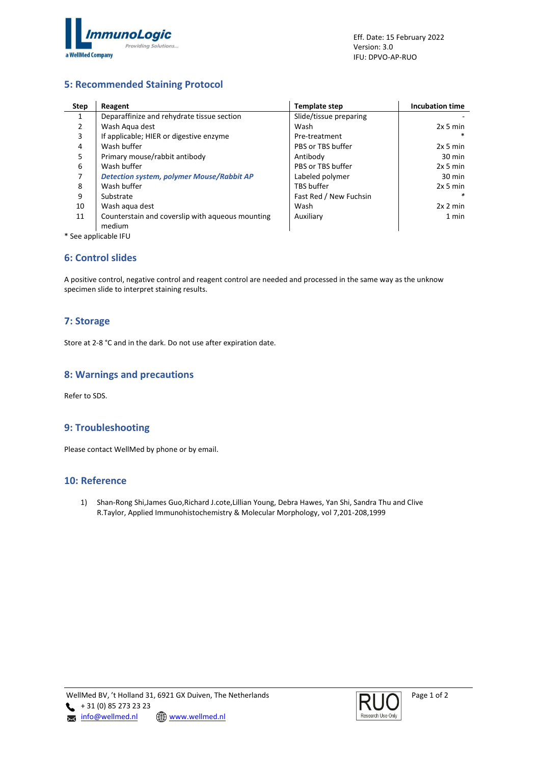## 5: Recommended Staining Protocol

| Step | Reagent | Template step | Incubation time |
|---|---|---|---|
| 1 | Deparaffinize and rehydrate tissue section | Slide/tissue preparing | - |
| 2 | Wash Aqua dest | Wash | 2x 5 min |
| 3 | If applicable; HIER or digestive enzyme | Pre-treatment | * |
| 4 | Wash buffer | PBS or TBS buffer | 2x 5 min |
| 5 | Primary mouse/rabbit antibody | Antibody | 30 min |
| 6 | Wash buffer | PBS or TBS buffer | 2x 5 min |
| 7 | ***Detection system, polymer Mouse/Rabbit AP*** | Labeled polymer | 30 min |
| 8 | Wash buffer | TBS buffer | 2x 5 min |
| 9 | Substrate | Fast Red / New Fuchsin | * |
| 10 | Wash aqua dest | Wash | 2x 2 min |
| 11 | Counterstain and coverslip with aqueous mounting medium | Auxiliary | 1 min |

* See applicable IFU

## 6: Control slides

A positive control, negative control and reagent control are needed and processed in the same way as the unknow specimen slide to interpret staining results.

## 7: Storage

Store at 2-8 °C and in the dark. Do not use after expiration date.

## 8: Warnings and precautions

Refer to SDS.

## 9: Troubleshooting

Please contact WellMed by phone or by email.

## 10: Reference

1) Shan-Rong Shi,James Guo,Richard J.cote,Lillian Young, Debra Hawes, Yan Shi, Sandra Thu and Clive R.Taylor, Applied Immunohistochemistry & Molecular Morphology, vol 7,201-208,1999